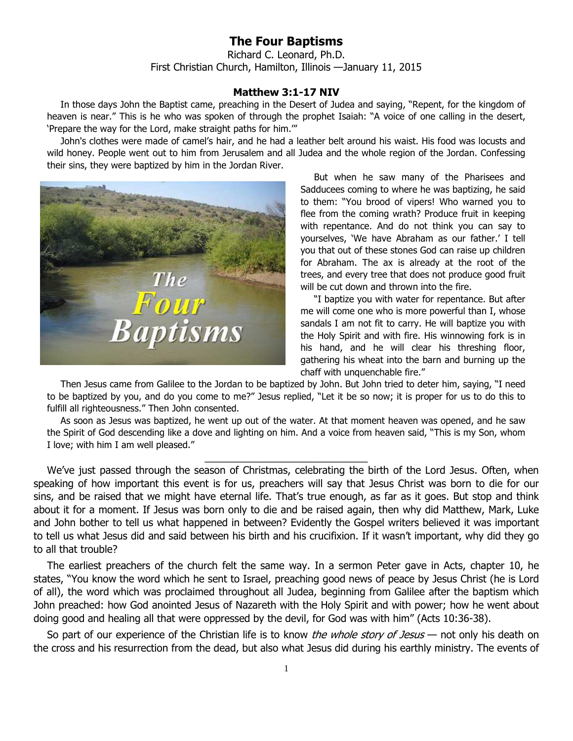# The Four Baptisms

Richard C. Leonard, Ph.D.
First Christian Church, Hamilton, Illinois —January 11, 2015

### Matthew 3:1-17 NIV

In those days John the Baptist came, preaching in the Desert of Judea and saying, "Repent, for the kingdom of heaven is near." This is he who was spoken of through the prophet Isaiah: "A voice of one calling in the desert, 'Prepare the way for the Lord, make straight paths for him.'"

John's clothes were made of camel's hair, and he had a leather belt around his waist. His food was locusts and wild honey. People went out to him from Jerusalem and all Judea and the whole region of the Jordan. Confessing their sins, they were baptized by him in the Jordan River.

But when he saw many of the Pharisees and Sadducees coming to where he was baptizing, he said to them: "You brood of vipers! Who warned you to flee from the coming wrath? Produce fruit in keeping with repentance. And do not think you can say to yourselves, 'We have Abraham as our father.' I tell you that out of these stones God can raise up children for Abraham. The ax is already at the root of the trees, and every tree that does not produce good fruit will be cut down and thrown into the fire.

"I baptize you with water for repentance. But after me will come one who is more powerful than I, whose sandals I am not fit to carry. He will baptize you with the Holy Spirit and with fire. His winnowing fork is in his hand, and he will clear his threshing floor, gathering his wheat into the barn and burning up the chaff with unquenchable fire."

Then Jesus came from Galilee to the Jordan to be baptized by John. But John tried to deter him, saying, "I need to be baptized by you, and do you come to me?" Jesus replied, "Let it be so now; it is proper for us to do this to fulfill all righteousness." Then John consented.

As soon as Jesus was baptized, he went up out of the water. At that moment heaven was opened, and he saw the Spirit of God descending like a dove and lighting on him. And a voice from heaven said, "This is my Son, whom I love; with him I am well pleased."

---

We've just passed through the season of Christmas, celebrating the birth of the Lord Jesus. Often, when speaking of how important this event is for us, preachers will say that Jesus Christ was born to die for our sins, and be raised that we might have eternal life. That's true enough, as far as it goes. But stop and think about it for a moment. If Jesus was born only to die and be raised again, then why did Matthew, Mark, Luke and John bother to tell us what happened in between? Evidently the Gospel writers believed it was important to tell us what Jesus did and said between his birth and his crucifixion. If it wasn't important, why did they go to all that trouble?

The earliest preachers of the church felt the same way. In a sermon Peter gave in Acts, chapter 10, he states, "You know the word which he sent to Israel, preaching good news of peace by Jesus Christ (he is Lord of all), the word which was proclaimed throughout all Judea, beginning from Galilee after the baptism which John preached: how God anointed Jesus of Nazareth with the Holy Spirit and with power; how he went about doing good and healing all that were oppressed by the devil, for God was with him" (Acts 10:36-38).

So part of our experience of the Christian life is to know *the whole story of Jesus* — not only his death on the cross and his resurrection from the dead, but also what Jesus did during his earthly ministry. The events of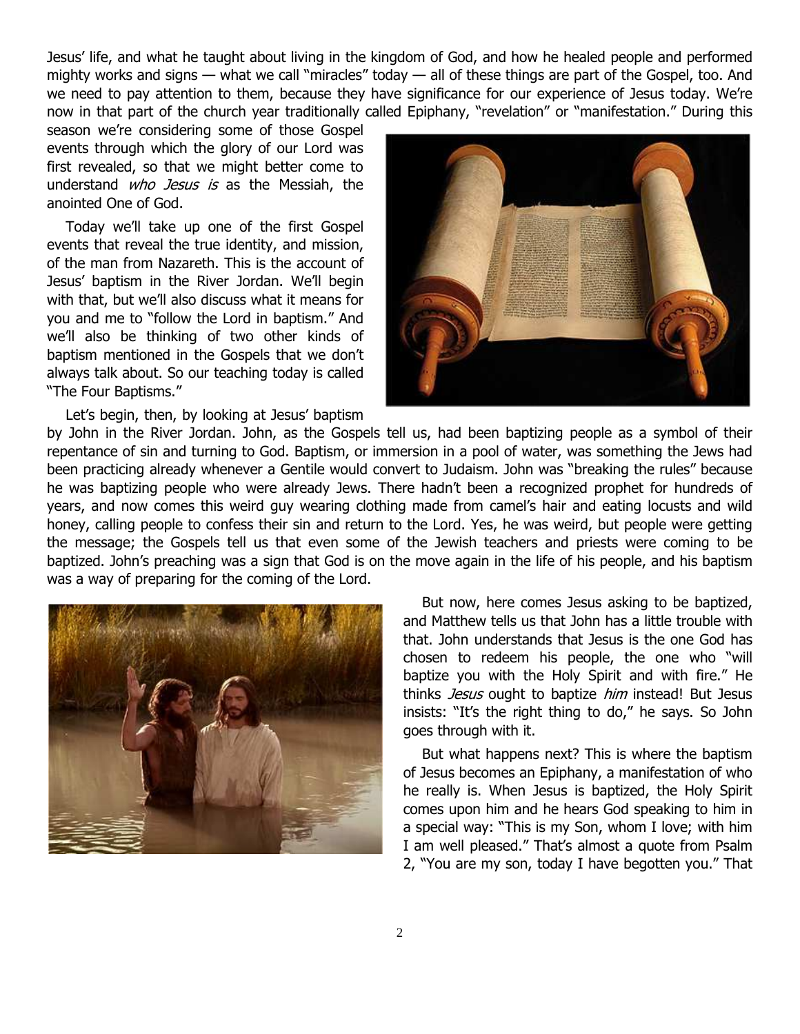Jesus' life, and what he taught about living in the kingdom of God, and how he healed people and performed mighty works and signs — what we call "miracles" today — all of these things are part of the Gospel, too. And we need to pay attention to them, because they have significance for our experience of Jesus today. We're now in that part of the church year traditionally called Epiphany, "revelation" or "manifestation." During this season we're considering some of those Gospel events through which the glory of our Lord was first revealed, so that we might better come to understand *who Jesus is* as the Messiah, the anointed One of God.

Today we'll take up one of the first Gospel events that reveal the true identity, and mission, of the man from Nazareth. This is the account of Jesus' baptism in the River Jordan. We'll begin with that, but we'll also discuss what it means for you and me to "follow the Lord in baptism." And we'll also be thinking of two other kinds of baptism mentioned in the Gospels that we don't always talk about. So our teaching today is called "The Four Baptisms."

Let's begin, then, by looking at Jesus' baptism by John in the River Jordan. John, as the Gospels tell us, had been baptizing people as a symbol of their repentance of sin and turning to God. Baptism, or immersion in a pool of water, was something the Jews had been practicing already whenever a Gentile would convert to Judaism. John was "breaking the rules" because he was baptizing people who were already Jews. There hadn't been a recognized prophet for hundreds of years, and now comes this weird guy wearing clothing made from camel's hair and eating locusts and wild honey, calling people to confess their sin and return to the Lord. Yes, he was weird, but people were getting the message; the Gospels tell us that even some of the Jewish teachers and priests were coming to be baptized. John's preaching was a sign that God is on the move again in the life of his people, and his baptism was a way of preparing for the coming of the Lord.

But now, here comes Jesus asking to be baptized, and Matthew tells us that John has a little trouble with that. John understands that Jesus is the one God has chosen to redeem his people, the one who "will baptize you with the Holy Spirit and with fire." He thinks *Jesus* ought to baptize *him* instead! But Jesus insists: "It's the right thing to do," he says. So John goes through with it.

But what happens next? This is where the baptism of Jesus becomes an Epiphany, a manifestation of who he really is. When Jesus is baptized, the Holy Spirit comes upon him and he hears God speaking to him in a special way: "This is my Son, whom I love; with him I am well pleased." That's almost a quote from Psalm 2, "You are my son, today I have begotten you." That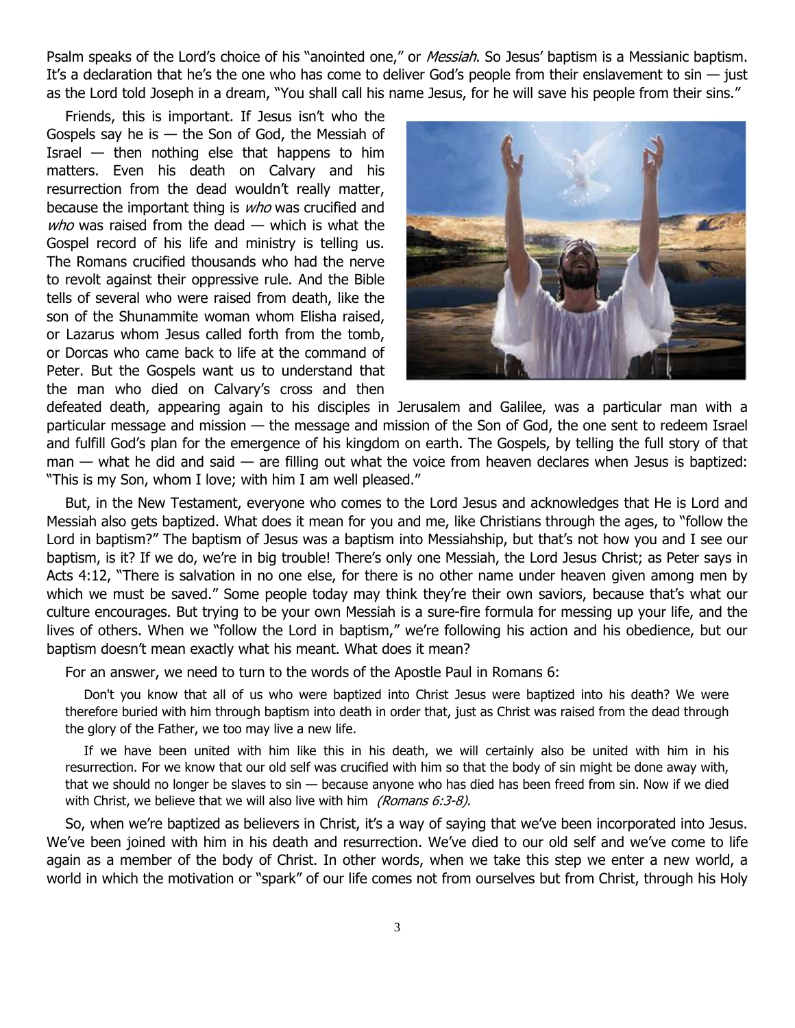Psalm speaks of the Lord's choice of his "anointed one," or *Messiah*. So Jesus' baptism is a Messianic baptism. It's a declaration that he's the one who has come to deliver God's people from their enslavement to sin — just as the Lord told Joseph in a dream, "You shall call his name Jesus, for he will save his people from their sins."

Friends, this is important. If Jesus isn't who the Gospels say he is — the Son of God, the Messiah of Israel — then nothing else that happens to him matters. Even his death on Calvary and his resurrection from the dead wouldn't really matter, because the important thing is *who* was crucified and *who* was raised from the dead — which is what the Gospel record of his life and ministry is telling us. The Romans crucified thousands who had the nerve to revolt against their oppressive rule. And the Bible tells of several who were raised from death, like the son of the Shunammite woman whom Elisha raised, or Lazarus whom Jesus called forth from the tomb, or Dorcas who came back to life at the command of Peter. But the Gospels want us to understand that the man who died on Calvary's cross and then defeated death, appearing again to his disciples in Jerusalem and Galilee, was a particular man with a particular message and mission — the message and mission of the Son of God, the one sent to redeem Israel and fulfill God's plan for the emergence of his kingdom on earth. The Gospels, by telling the full story of that man — what he did and said — are filling out what the voice from heaven declares when Jesus is baptized: "This is my Son, whom I love; with him I am well pleased."

But, in the New Testament, everyone who comes to the Lord Jesus and acknowledges that He is Lord and Messiah also gets baptized. What does it mean for you and me, like Christians through the ages, to "follow the Lord in baptism?" The baptism of Jesus was a baptism into Messiahship, but that's not how you and I see our baptism, is it? If we do, we're in big trouble! There's only one Messiah, the Lord Jesus Christ; as Peter says in Acts 4:12, "There is salvation in no one else, for there is no other name under heaven given among men by which we must be saved." Some people today may think they're their own saviors, because that's what our culture encourages. But trying to be your own Messiah is a sure-fire formula for messing up your life, and the lives of others. When we "follow the Lord in baptism," we're following his action and his obedience, but our baptism doesn't mean exactly what his meant. What does it mean?

For an answer, we need to turn to the words of the Apostle Paul in Romans 6:

> Don't you know that all of us who were baptized into Christ Jesus were baptized into his death? We were therefore buried with him through baptism into death in order that, just as Christ was raised from the dead through the glory of the Father, we too may live a new life.
>
> If we have been united with him like this in his death, we will certainly also be united with him in his resurrection. For we know that our old self was crucified with him so that the body of sin might be done away with, that we should no longer be slaves to sin — because anyone who has died has been freed from sin. Now if we died with Christ, we believe that we will also live with him *(Romans 6:3-8).*

So, when we're baptized as believers in Christ, it's a way of saying that we've been incorporated into Jesus. We've been joined with him in his death and resurrection. We've died to our old self and we've come to life again as a member of the body of Christ. In other words, when we take this step we enter a new world, a world in which the motivation or "spark" of our life comes not from ourselves but from Christ, through his Holy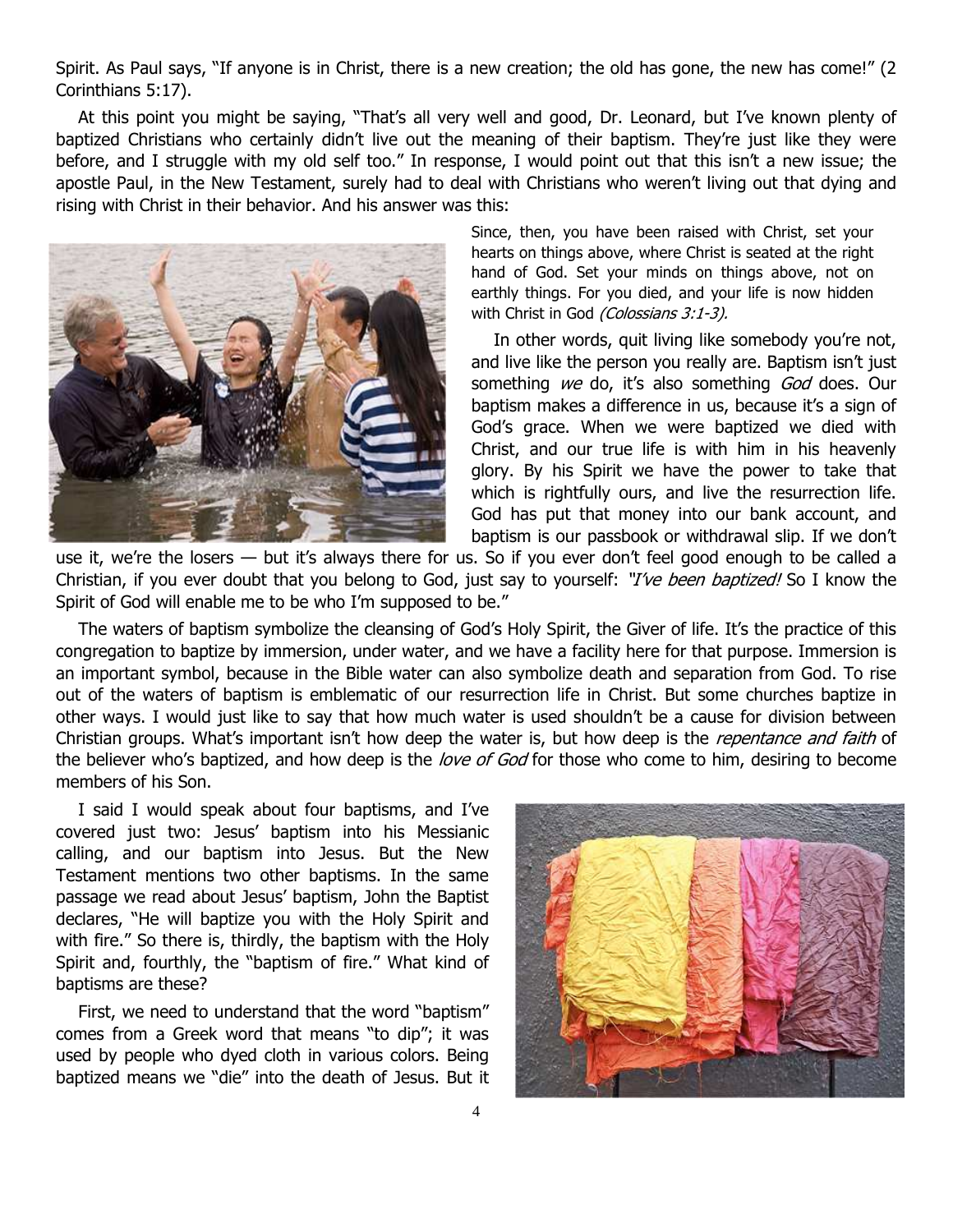Spirit. As Paul says, "If anyone is in Christ, there is a new creation; the old has gone, the new has come!" (2 Corinthians 5:17).

At this point you might be saying, "That's all very well and good, Dr. Leonard, but I've known plenty of baptized Christians who certainly didn't live out the meaning of their baptism. They're just like they were before, and I struggle with my old self too." In response, I would point out that this isn't a new issue; the apostle Paul, in the New Testament, surely had to deal with Christians who weren't living out that dying and rising with Christ in their behavior. And his answer was this:

> Since, then, you have been raised with Christ, set your hearts on things above, where Christ is seated at the right hand of God. Set your minds on things above, not on earthly things. For you died, and your life is now hidden with Christ in God *(Colossians 3:1-3).*

In other words, quit living like somebody you're not, and live like the person you really are. Baptism isn't just something *we* do, it's also something *God* does. Our baptism makes a difference in us, because it's a sign of God's grace. When we were baptized we died with Christ, and our true life is with him in his heavenly glory. By his Spirit we have the power to take that which is rightfully ours, and live the resurrection life. God has put that money into our bank account, and baptism is our passbook or withdrawal slip. If we don't use it, we're the losers — but it's always there for us. So if you ever don't feel good enough to be called a Christian, if you ever doubt that you belong to God, just say to yourself: *"I've been baptized!* So I know the Spirit of God will enable me to be who I'm supposed to be."

The waters of baptism symbolize the cleansing of God's Holy Spirit, the Giver of life. It's the practice of this congregation to baptize by immersion, under water, and we have a facility here for that purpose. Immersion is an important symbol, because in the Bible water can also symbolize death and separation from God. To rise out of the waters of baptism is emblematic of our resurrection life in Christ. But some churches baptize in other ways. I would just like to say that how much water is used shouldn't be a cause for division between Christian groups. What's important isn't how deep the water is, but how deep is the *repentance and faith* of the believer who's baptized, and how deep is the *love of God* for those who come to him, desiring to become members of his Son.

I said I would speak about four baptisms, and I've covered just two: Jesus' baptism into his Messianic calling, and our baptism into Jesus. But the New Testament mentions two other baptisms. In the same passage we read about Jesus' baptism, John the Baptist declares, "He will baptize you with the Holy Spirit and with fire." So there is, thirdly, the baptism with the Holy Spirit and, fourthly, the "baptism of fire." What kind of baptisms are these?

First, we need to understand that the word "baptism" comes from a Greek word that means "to dip"; it was used by people who dyed cloth in various colors. Being baptized means we "die" into the death of Jesus. But it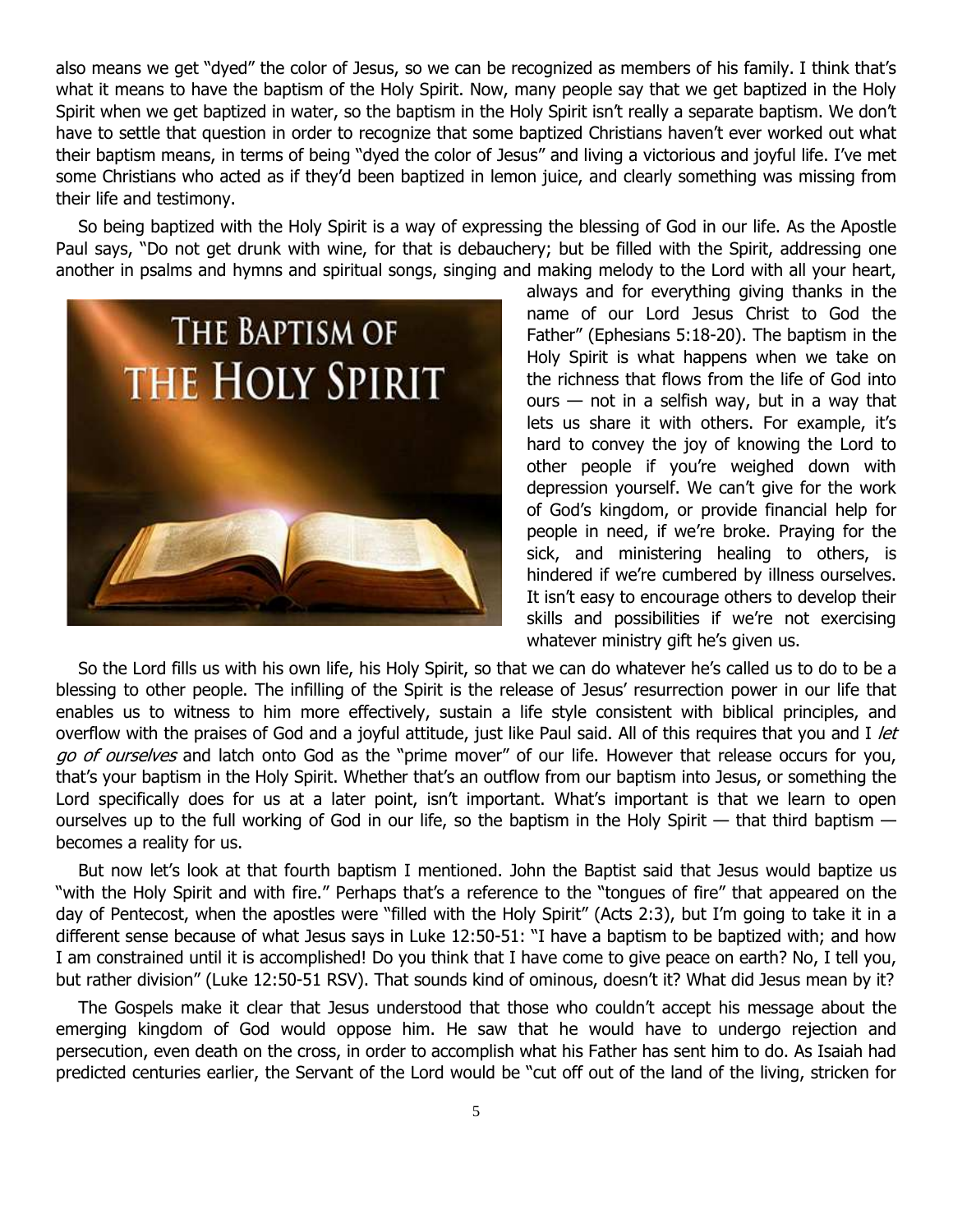also means we get "dyed" the color of Jesus, so we can be recognized as members of his family. I think that's what it means to have the baptism of the Holy Spirit. Now, many people say that we get baptized in the Holy Spirit when we get baptized in water, so the baptism in the Holy Spirit isn't really a separate baptism. We don't have to settle that question in order to recognize that some baptized Christians haven't ever worked out what their baptism means, in terms of being "dyed the color of Jesus" and living a victorious and joyful life. I've met some Christians who acted as if they'd been baptized in lemon juice, and clearly something was missing from their life and testimony.

So being baptized with the Holy Spirit is a way of expressing the blessing of God in our life. As the Apostle Paul says, "Do not get drunk with wine, for that is debauchery; but be filled with the Spirit, addressing one another in psalms and hymns and spiritual songs, singing and making melody to the Lord with all your heart, always and for everything giving thanks in the name of our Lord Jesus Christ to God the Father" (Ephesians 5:18-20). The baptism in the Holy Spirit is what happens when we take on the richness that flows from the life of God into ours — not in a selfish way, but in a way that lets us share it with others. For example, it's hard to convey the joy of knowing the Lord to other people if you're weighed down with depression yourself. We can't give for the work of God's kingdom, or provide financial help for people in need, if we're broke. Praying for the sick, and ministering healing to others, is hindered if we're cumbered by illness ourselves. It isn't easy to encourage others to develop their skills and possibilities if we're not exercising whatever ministry gift he's given us.

So the Lord fills us with his own life, his Holy Spirit, so that we can do whatever he's called us to do to be a blessing to other people. The infilling of the Spirit is the release of Jesus' resurrection power in our life that enables us to witness to him more effectively, sustain a life style consistent with biblical principles, and overflow with the praises of God and a joyful attitude, just like Paul said. All of this requires that you and I *let go of ourselves* and latch onto God as the "prime mover" of our life. However that release occurs for you, that's your baptism in the Holy Spirit. Whether that's an outflow from our baptism into Jesus, or something the Lord specifically does for us at a later point, isn't important. What's important is that we learn to open ourselves up to the full working of God in our life, so the baptism in the Holy Spirit — that third baptism — becomes a reality for us.

But now let's look at that fourth baptism I mentioned. John the Baptist said that Jesus would baptize us "with the Holy Spirit and with fire." Perhaps that's a reference to the "tongues of fire" that appeared on the day of Pentecost, when the apostles were "filled with the Holy Spirit" (Acts 2:3), but I'm going to take it in a different sense because of what Jesus says in Luke 12:50-51: "I have a baptism to be baptized with; and how I am constrained until it is accomplished! Do you think that I have come to give peace on earth? No, I tell you, but rather division" (Luke 12:50-51 RSV). That sounds kind of ominous, doesn't it? What did Jesus mean by it?

The Gospels make it clear that Jesus understood that those who couldn't accept his message about the emerging kingdom of God would oppose him. He saw that he would have to undergo rejection and persecution, even death on the cross, in order to accomplish what his Father has sent him to do. As Isaiah had predicted centuries earlier, the Servant of the Lord would be "cut off out of the land of the living, stricken for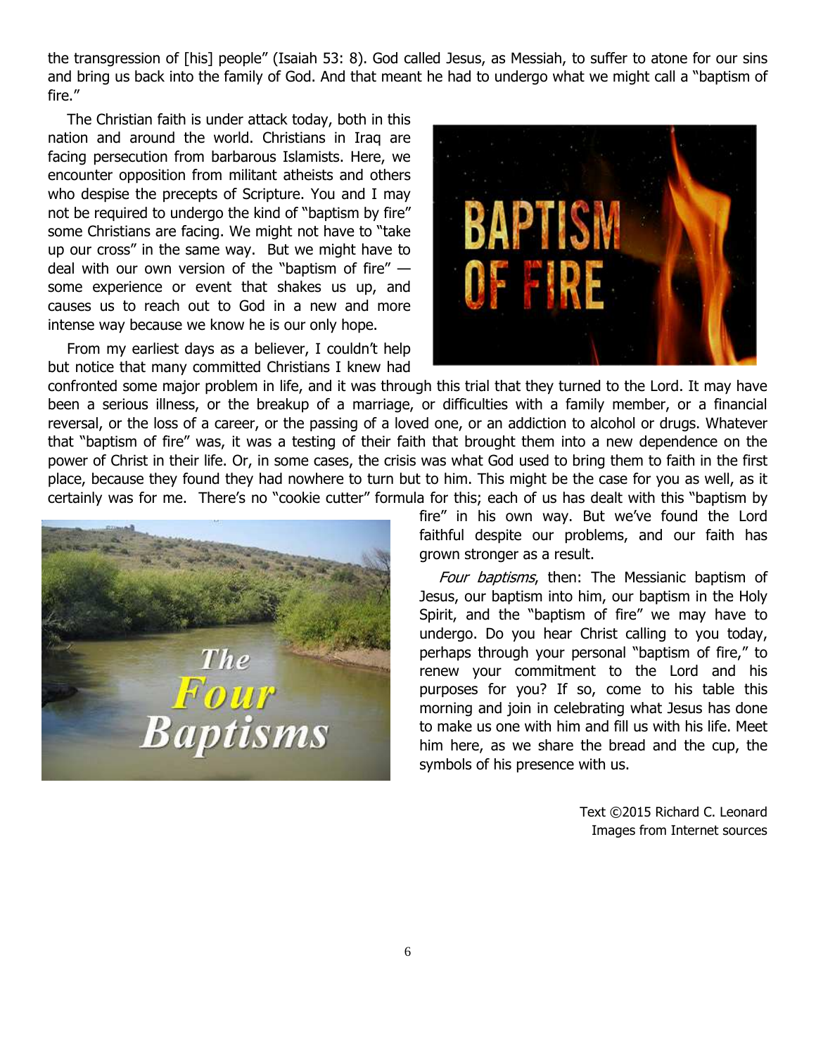the transgression of [his] people" (Isaiah 53: 8). God called Jesus, as Messiah, to suffer to atone for our sins and bring us back into the family of God. And that meant he had to undergo what we might call a "baptism of fire."

The Christian faith is under attack today, both in this nation and around the world. Christians in Iraq are facing persecution from barbarous Islamists. Here, we encounter opposition from militant atheists and others who despise the precepts of Scripture. You and I may not be required to undergo the kind of "baptism by fire" some Christians are facing. We might not have to "take up our cross" in the same way. But we might have to deal with our own version of the "baptism of fire" — some experience or event that shakes us up, and causes us to reach out to God in a new and more intense way because we know he is our only hope.

From my earliest days as a believer, I couldn't help but notice that many committed Christians I knew had confronted some major problem in life, and it was through this trial that they turned to the Lord. It may have been a serious illness, or the breakup of a marriage, or difficulties with a family member, or a financial reversal, or the loss of a career, or the passing of a loved one, or an addiction to alcohol or drugs. Whatever that "baptism of fire" was, it was a testing of their faith that brought them into a new dependence on the power of Christ in their life. Or, in some cases, the crisis was what God used to bring them to faith in the first place, because they found they had nowhere to turn but to him. This might be the case for you as well, as it certainly was for me. There's no "cookie cutter" formula for this; each of us has dealt with this "baptism by fire" in his own way. But we've found the Lord faithful despite our problems, and our faith has grown stronger as a result.

*Four baptisms*, then: The Messianic baptism of Jesus, our baptism into him, our baptism in the Holy Spirit, and the "baptism of fire" we may have to undergo. Do you hear Christ calling to you today, perhaps through your personal "baptism of fire," to renew your commitment to the Lord and his purposes for you? If so, come to his table this morning and join in celebrating what Jesus has done to make us one with him and fill us with his life. Meet him here, as we share the bread and the cup, the symbols of his presence with us.

Text ©2015 Richard C. Leonard
Images from Internet sources